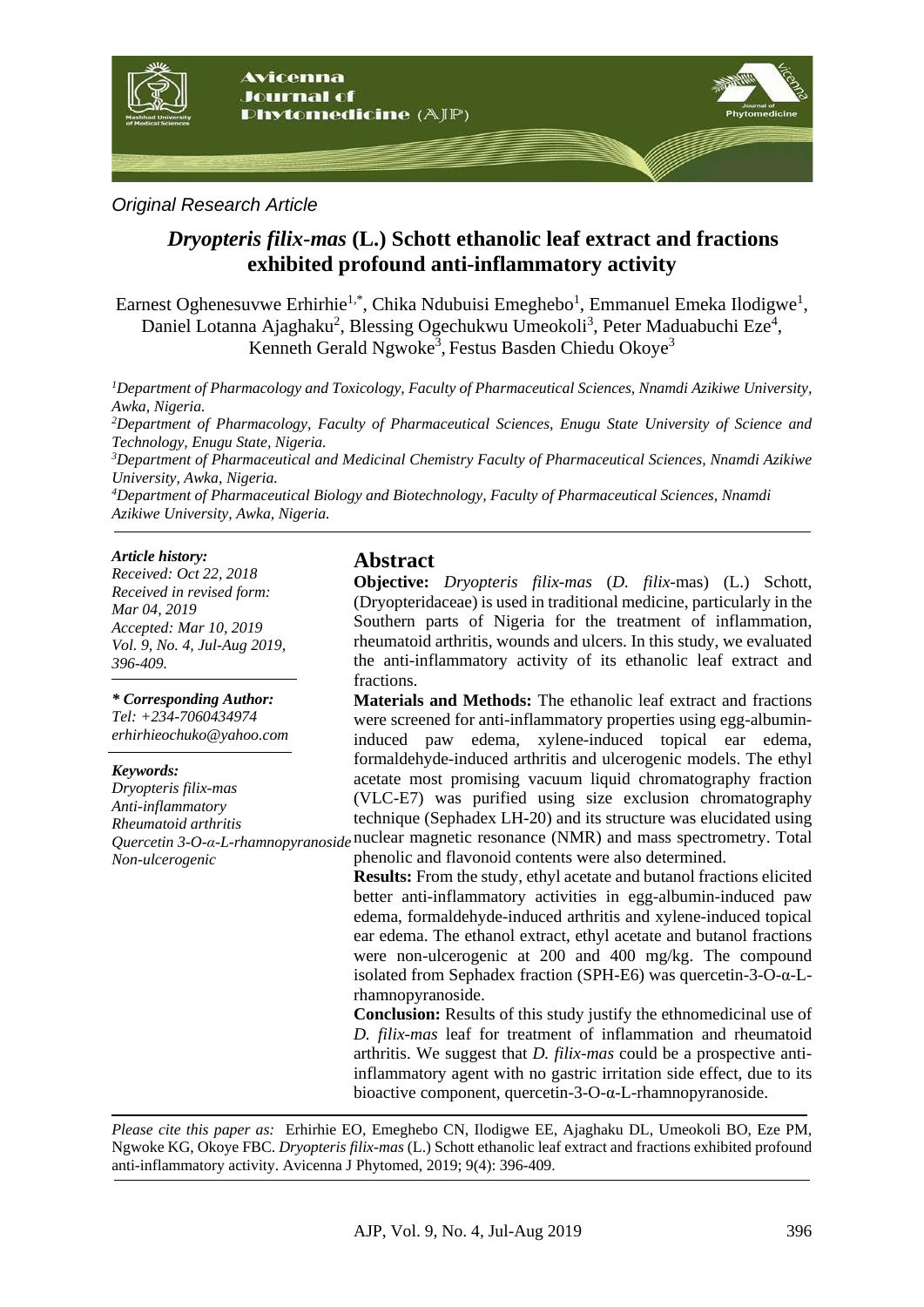Original Research Article

# *Dryopteris filix-mas* (L.) Schott ethanolic leaf extract and fractions exhibited profound anti-inflammatory activity

Earnest Oghenesuvwe Erhirhie[1,*], Chika Ndubuisi Emeghebo[1], Emmanuel Emeka Ilodigwe[1], Daniel Lotanna Ajaghaku[2], Blessing Ogechukwu Umeokoli[3], Peter Maduabuchi Eze[4], Kenneth Gerald Ngwoke[3], Festus Basden Chiedu Okoye[3]

[1]*Department of Pharmacology and Toxicology, Faculty of Pharmaceutical Sciences, Nnamdi Azikiwe University, Awka, Nigeria.*

[2]*Department of Pharmacology, Faculty of Pharmaceutical Sciences, Enugu State University of Science and Technology, Enugu State, Nigeria.*

[3]*Department of Pharmaceutical and Medicinal Chemistry Faculty of Pharmaceutical Sciences, Nnamdi Azikiwe University, Awka, Nigeria.*

[4]*Department of Pharmaceutical Biology and Biotechnology, Faculty of Pharmaceutical Sciences, Nnamdi Azikiwe University, Awka, Nigeria.*

***Article history:***
*Received: Oct 22, 2018*
*Received in revised form: Mar 04, 2019*
*Accepted: Mar 10, 2019*
*Vol. 9, No. 4, Jul-Aug 2019, 396-409.*

***\* Corresponding Author:***
*Tel: +234-7060434974*
*erhirhieochuko@yahoo.com*

***Keywords:***
*Dryopteris filix-mas*
*Anti-inflammatory*
*Rheumatoid arthritis*
*Quercetin 3-O-α-L-rhamnopyranoside*
*Non-ulcerogenic*

## Abstract

**Objective:** *Dryopteris filix-mas* (*D. filix*-mas) (L.) Schott, (Dryopteridaceae) is used in traditional medicine, particularly in the Southern parts of Nigeria for the treatment of inflammation, rheumatoid arthritis, wounds and ulcers. In this study, we evaluated the anti-inflammatory activity of its ethanolic leaf extract and fractions.

**Materials and Methods:** The ethanolic leaf extract and fractions were screened for anti-inflammatory properties using egg-albumin-induced paw edema, xylene-induced topical ear edema, formaldehyde-induced arthritis and ulcerogenic models. The ethyl acetate most promising vacuum liquid chromatography fraction (VLC-E7) was purified using size exclusion chromatography technique (Sephadex LH-20) and its structure was elucidated using nuclear magnetic resonance (NMR) and mass spectrometry. Total phenolic and flavonoid contents were also determined.

**Results:** From the study, ethyl acetate and butanol fractions elicited better anti-inflammatory activities in egg-albumin-induced paw edema, formaldehyde-induced arthritis and xylene-induced topical ear edema. The ethanol extract, ethyl acetate and butanol fractions were non-ulcerogenic at 200 and 400 mg/kg. The compound isolated from Sephadex fraction (SPH-E6) was quercetin-3-O-α-L-rhamnopyranoside.

**Conclusion:** Results of this study justify the ethnomedicinal use of *D. filix-mas* leaf for treatment of inflammation and rheumatoid arthritis. We suggest that *D. filix-mas* could be a prospective anti-inflammatory agent with no gastric irritation side effect, due to its bioactive component, quercetin-3-O-α-L-rhamnopyranoside.

*Please cite this paper as:* Erhirhie EO, Emeghebo CN, Ilodigwe EE, Ajaghaku DL, Umeokoli BO, Eze PM, Ngwoke KG, Okoye FBC. *Dryopteris filix-mas* (L.) Schott ethanolic leaf extract and fractions exhibited profound anti-inflammatory activity. Avicenna J Phytomed, 2019; 9(4): 396-409.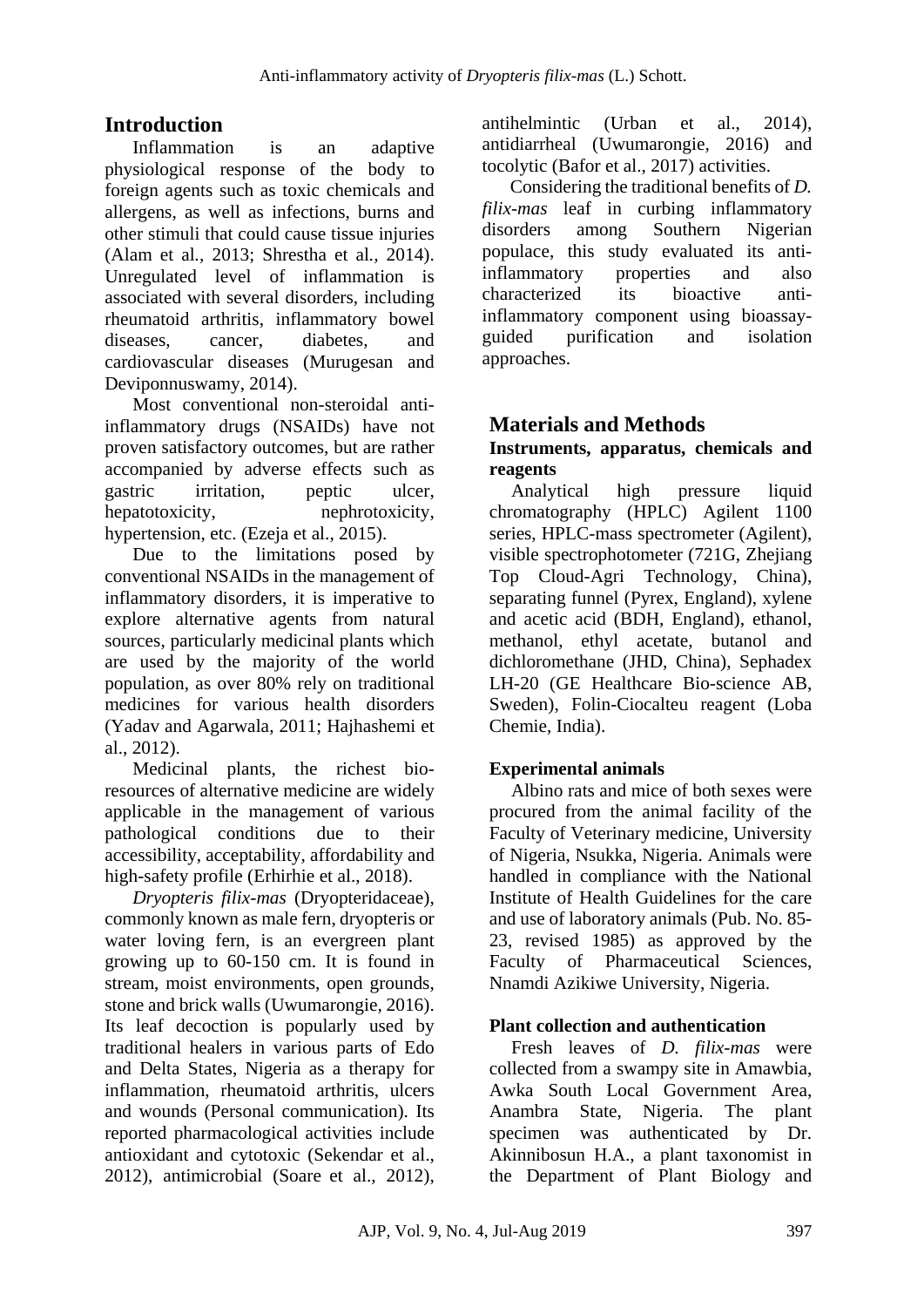## Introduction

Inflammation is an adaptive physiological response of the body to foreign agents such as toxic chemicals and allergens, as well as infections, burns and other stimuli that could cause tissue injuries (Alam et al., 2013; Shrestha et al., 2014). Unregulated level of inflammation is associated with several disorders, including rheumatoid arthritis, inflammatory bowel diseases, cancer, diabetes, and cardiovascular diseases (Murugesan and Deviponnuswamy, 2014).

Most conventional non-steroidal anti-inflammatory drugs (NSAIDs) have not proven satisfactory outcomes, but are rather accompanied by adverse effects such as gastric irritation, peptic ulcer, hepatotoxicity, nephrotoxicity, hypertension, etc. (Ezeja et al., 2015).

Due to the limitations posed by conventional NSAIDs in the management of inflammatory disorders, it is imperative to explore alternative agents from natural sources, particularly medicinal plants which are used by the majority of the world population, as over 80% rely on traditional medicines for various health disorders (Yadav and Agarwala, 2011; Hajhashemi et al., 2012).

Medicinal plants, the richest bio-resources of alternative medicine are widely applicable in the management of various pathological conditions due to their accessibility, acceptability, affordability and high-safety profile (Erhirhie et al., 2018).

*Dryopteris filix-mas* (Dryopteridaceae), commonly known as male fern, dryopteris or water loving fern, is an evergreen plant growing up to 60-150 cm. It is found in stream, moist environments, open grounds, stone and brick walls (Uwumarongie, 2016). Its leaf decoction is popularly used by traditional healers in various parts of Edo and Delta States, Nigeria as a therapy for inflammation, rheumatoid arthritis, ulcers and wounds (Personal communication). Its reported pharmacological activities include antioxidant and cytotoxic (Sekendar et al., 2012), antimicrobial (Soare et al., 2012), antihelmintic (Urban et al., 2014), antidiarrheal (Uwumarongie, 2016) and tocolytic (Bafor et al., 2017) activities.

Considering the traditional benefits of *D. filix-mas* leaf in curbing inflammatory disorders among Southern Nigerian populace, this study evaluated its anti-inflammatory properties and also characterized its bioactive anti-inflammatory component using bioassay-guided purification and isolation approaches.

## Materials and Methods

### Instruments, apparatus, chemicals and reagents

Analytical high pressure liquid chromatography (HPLC) Agilent 1100 series, HPLC-mass spectrometer (Agilent), visible spectrophotometer (721G, Zhejiang Top Cloud-Agri Technology, China), separating funnel (Pyrex, England), xylene and acetic acid (BDH, England), ethanol, methanol, ethyl acetate, butanol and dichloromethane (JHD, China), Sephadex LH-20 (GE Healthcare Bio-science AB, Sweden), Folin-Ciocalteu reagent (Loba Chemie, India).

### Experimental animals

Albino rats and mice of both sexes were procured from the animal facility of the Faculty of Veterinary medicine, University of Nigeria, Nsukka, Nigeria. Animals were handled in compliance with the National Institute of Health Guidelines for the care and use of laboratory animals (Pub. No. 85-23, revised 1985) as approved by the Faculty of Pharmaceutical Sciences, Nnamdi Azikiwe University, Nigeria.

### Plant collection and authentication

Fresh leaves of *D. filix-mas* were collected from a swampy site in Amawbia, Awka South Local Government Area, Anambra State, Nigeria. The plant specimen was authenticated by Dr. Akinnibosun H.A., a plant taxonomist in the Department of Plant Biology and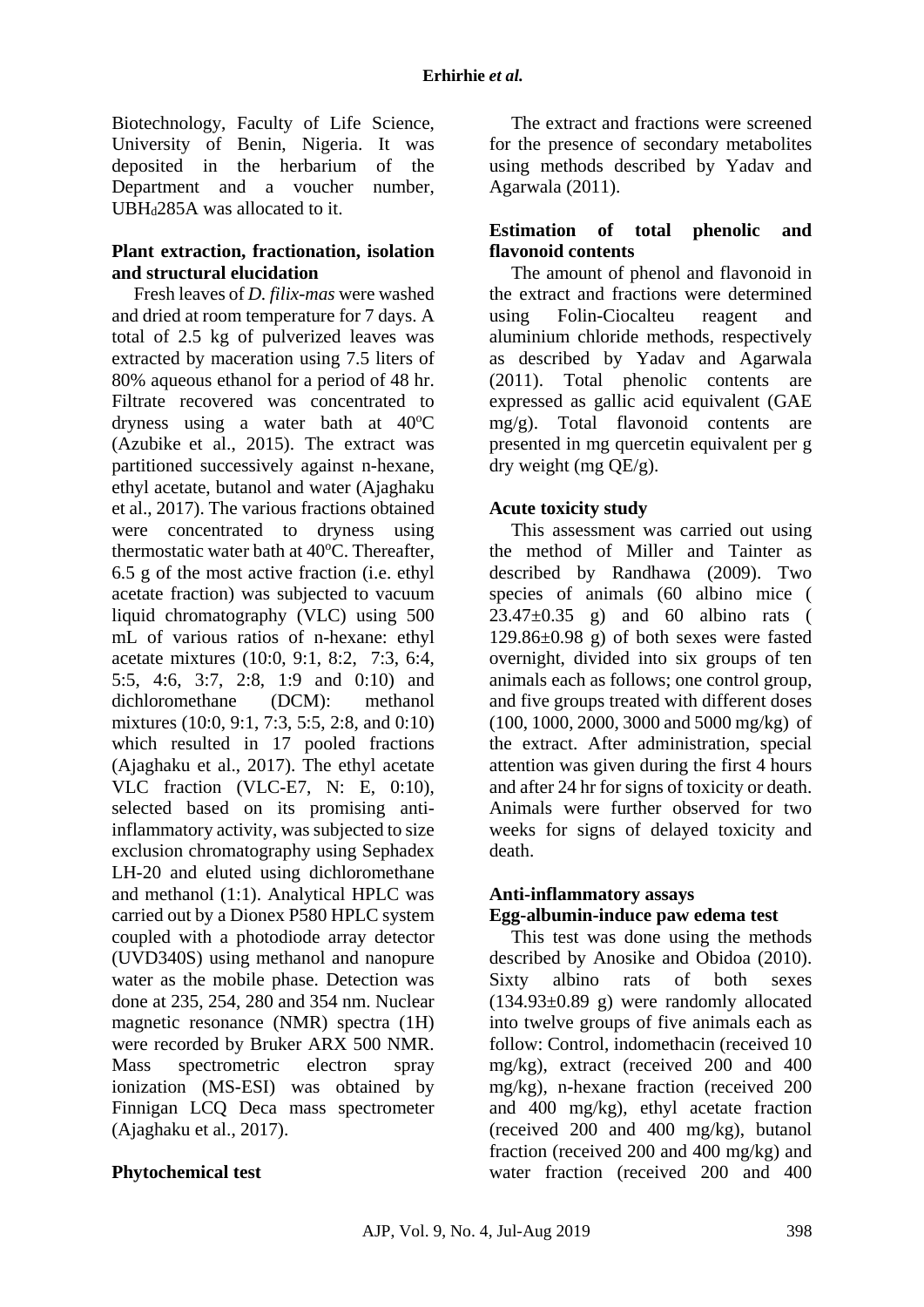Biotechnology, Faculty of Life Science, University of Benin, Nigeria. It was deposited in the herbarium of the Department and a voucher number, $UBH_d$285A was allocated to it.

### Plant extraction, fractionation, isolation and structural elucidation

Fresh leaves of *D. filix-mas* were washed and dried at room temperature for 7 days. A total of 2.5 kg of pulverized leaves was extracted by maceration using 7.5 liters of 80% aqueous ethanol for a period of 48 hr. Filtrate recovered was concentrated to dryness using a water bath at 40$^o$C (Azubike et al., 2015). The extract was partitioned successively against n-hexane, ethyl acetate, butanol and water (Ajaghaku et al., 2017). The various fractions obtained were concentrated to dryness using thermostatic water bath at 40$^o$C. Thereafter, 6.5 g of the most active fraction (i.e. ethyl acetate fraction) was subjected to vacuum liquid chromatography (VLC) using 500 mL of various ratios of n-hexane: ethyl acetate mixtures (10:0, 9:1, 8:2, 7:3, 6:4, 5:5, 4:6, 3:7, 2:8, 1:9 and 0:10) and dichloromethane (DCM): methanol mixtures (10:0, 9:1, 7:3, 5:5, 2:8, and 0:10) which resulted in 17 pooled fractions (Ajaghaku et al., 2017). The ethyl acetate VLC fraction (VLC-E7, N: E, 0:10), selected based on its promising anti-inflammatory activity, was subjected to size exclusion chromatography using Sephadex LH-20 and eluted using dichloromethane and methanol (1:1). Analytical HPLC was carried out by a Dionex P580 HPLC system coupled with a photodiode array detector (UVD340S) using methanol and nanopure water as the mobile phase. Detection was done at 235, 254, 280 and 354 nm. Nuclear magnetic resonance (NMR) spectra (1H) were recorded by Bruker ARX 500 NMR. Mass spectrometric electron spray ionization (MS-ESI) was obtained by Finnigan LCQ Deca mass spectrometer (Ajaghaku et al., 2017).

### Phytochemical test

The extract and fractions were screened for the presence of secondary metabolites using methods described by Yadav and Agarwala (2011).

### Estimation of total phenolic and flavonoid contents

The amount of phenol and flavonoid in the extract and fractions were determined using Folin-Ciocalteu reagent and aluminium chloride methods, respectively as described by Yadav and Agarwala (2011). Total phenolic contents are expressed as gallic acid equivalent (GAE mg/g). Total flavonoid contents are presented in mg quercetin equivalent per g dry weight (mg QE/g).

### Acute toxicity study

This assessment was carried out using the method of Miller and Tainter as described by Randhawa (2009). Two species of animals (60 albino mice ( 23.47±0.35 g) and 60 albino rats ( 129.86±0.98 g) of both sexes were fasted overnight, divided into six groups of ten animals each as follows; one control group, and five groups treated with different doses (100, 1000, 2000, 3000 and 5000 mg/kg) of the extract. After administration, special attention was given during the first 4 hours and after 24 hr for signs of toxicity or death. Animals were further observed for two weeks for signs of delayed toxicity and death.

### Anti-inflammatory assays

#### Egg-albumin-induce paw edema test

This test was done using the methods described by Anosike and Obidoa (2010). Sixty albino rats of both sexes (134.93±0.89 g) were randomly allocated into twelve groups of five animals each as follow: Control, indomethacin (received 10 mg/kg), extract (received 200 and 400 mg/kg), n-hexane fraction (received 200 and 400 mg/kg), ethyl acetate fraction (received 200 and 400 mg/kg), butanol fraction (received 200 and 400 mg/kg) and water fraction (received 200 and 400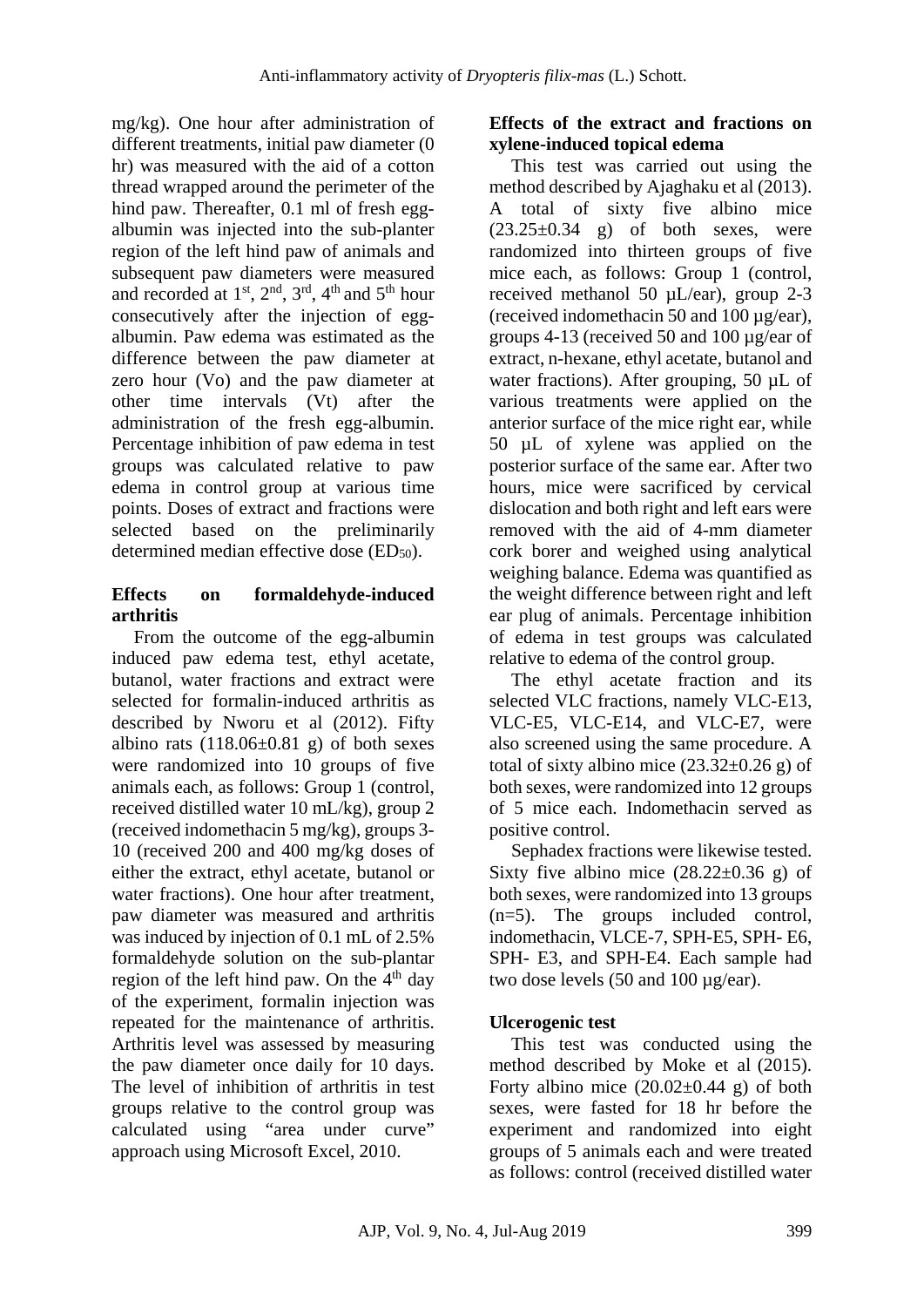mg/kg). One hour after administration of different treatments, initial paw diameter (0 hr) was measured with the aid of a cotton thread wrapped around the perimeter of the hind paw. Thereafter, 0.1 ml of fresh egg-albumin was injected into the sub-planter region of the left hind paw of animals and subsequent paw diameters were measured and recorded at 1st, 2nd, 3rd, 4th and 5th hour consecutively after the injection of egg-albumin. Paw edema was estimated as the difference between the paw diameter at zero hour (Vo) and the paw diameter at other time intervals (Vt) after the administration of the fresh egg-albumin. Percentage inhibition of paw edema in test groups was calculated relative to paw edema in control group at various time points. Doses of extract and fractions were selected based on the preliminarily determined median effective dose ($ED_{50}$).

### Effects on formaldehyde-induced arthritis

From the outcome of the egg-albumin induced paw edema test, ethyl acetate, butanol, water fractions and extract were selected for formalin-induced arthritis as described by Nworu et al (2012). Fifty albino rats (118.06±0.81 g) of both sexes were randomized into 10 groups of five animals each, as follows: Group 1 (control, received distilled water 10 mL/kg), group 2 (received indomethacin 5 mg/kg), groups 3-10 (received 200 and 400 mg/kg doses of either the extract, ethyl acetate, butanol or water fractions). One hour after treatment, paw diameter was measured and arthritis was induced by injection of 0.1 mL of 2.5% formaldehyde solution on the sub-plantar region of the left hind paw. On the 4th day of the experiment, formalin injection was repeated for the maintenance of arthritis. Arthritis level was assessed by measuring the paw diameter once daily for 10 days. The level of inhibition of arthritis in test groups relative to the control group was calculated using "area under curve" approach using Microsoft Excel, 2010.

### Effects of the extract and fractions on xylene-induced topical edema

This test was carried out using the method described by Ajaghaku et al (2013). A total of sixty five albino mice (23.25±0.34 g) of both sexes, were randomized into thirteen groups of five mice each, as follows: Group 1 (control, received methanol 50 µL/ear), group 2-3 (received indomethacin 50 and 100 µg/ear), groups 4-13 (received 50 and 100 µg/ear of extract, n-hexane, ethyl acetate, butanol and water fractions). After grouping, 50 µL of various treatments were applied on the anterior surface of the mice right ear, while 50 µL of xylene was applied on the posterior surface of the same ear. After two hours, mice were sacrificed by cervical dislocation and both right and left ears were removed with the aid of 4-mm diameter cork borer and weighed using analytical weighing balance. Edema was quantified as the weight difference between right and left ear plug of animals. Percentage inhibition of edema in test groups was calculated relative to edema of the control group.

The ethyl acetate fraction and its selected VLC fractions, namely VLC-E13, VLC-E5, VLC-E14, and VLC-E7, were also screened using the same procedure. A total of sixty albino mice (23.32±0.26 g) of both sexes, were randomized into 12 groups of 5 mice each. Indomethacin served as positive control.

Sephadex fractions were likewise tested. Sixty five albino mice (28.22±0.36 g) of both sexes, were randomized into 13 groups (n=5). The groups included control, indomethacin, VLCE-7, SPH-E5, SPH- E6, SPH- E3, and SPH-E4. Each sample had two dose levels (50 and 100 µg/ear).

### Ulcerogenic test

This test was conducted using the method described by Moke et al (2015). Forty albino mice (20.02±0.44 g) of both sexes, were fasted for 18 hr before the experiment and randomized into eight groups of 5 animals each and were treated as follows: control (received distilled water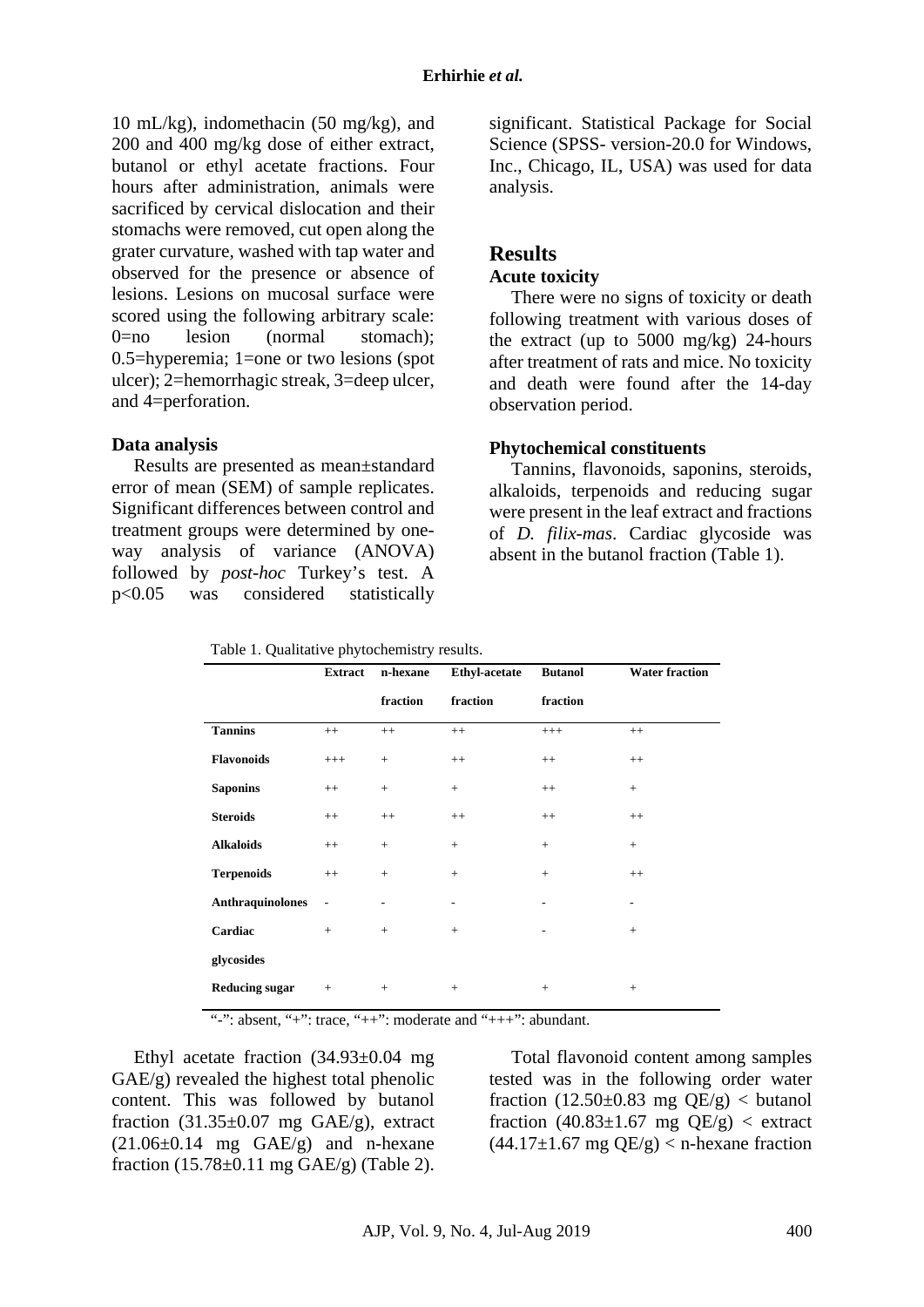10 mL/kg), indomethacin (50 mg/kg), and 200 and 400 mg/kg dose of either extract, butanol or ethyl acetate fractions. Four hours after administration, animals were sacrificed by cervical dislocation and their stomachs were removed, cut open along the grater curvature, washed with tap water and observed for the presence or absence of lesions. Lesions on mucosal surface were scored using the following arbitrary scale: 0=no lesion (normal stomach); 0.5=hyperemia; 1=one or two lesions (spot ulcer); 2=hemorrhagic streak, 3=deep ulcer, and 4=perforation.

### Data analysis

Results are presented as mean±standard error of mean (SEM) of sample replicates. Significant differences between control and treatment groups were determined by one-way analysis of variance (ANOVA) followed by *post-hoc* Turkey's test. A $p<0.05$ was considered statistically significant. Statistical Package for Social Science (SPSS- version-20.0 for Windows, Inc., Chicago, IL, USA) was used for data analysis.

## Results

### Acute toxicity

There were no signs of toxicity or death following treatment with various doses of the extract (up to 5000 mg/kg) 24-hours after treatment of rats and mice. No toxicity and death were found after the 14-day observation period.

### Phytochemical constituents

Tannins, flavonoids, saponins, steroids, alkaloids, terpenoids and reducing sugar were present in the leaf extract and fractions of *D. filix-mas*. Cardiac glycoside was absent in the butanol fraction (Table 1).

Table 1. Qualitative phytochemistry results.

| | Extract | n-hexane fraction | Ethyl-acetate fraction | Butanol fraction | Water fraction |
|---|---|---|---|---|---|
| **Tannins** | ++ | ++ | ++ | +++ | ++ |
| **Flavonoids** | +++ | + | ++ | ++ | ++ |
| **Saponins** | ++ | + | + | ++ | + |
| **Steroids** | ++ | ++ | ++ | ++ | ++ |
| **Alkaloids** | ++ | + | + | + | + |
| **Terpenoids** | ++ | + | + | + | ++ |
| **Anthraquinolones** | - | - | - | - | - |
| **Cardiac glycosides** | + | + | + | - | + |
| **Reducing sugar** | + | + | + | + | + |

"-": absent, "+": trace, "++": moderate and "+++": abundant.

Ethyl acetate fraction (34.93±0.04 mg GAE/g) revealed the highest total phenolic content. This was followed by butanol fraction (31.35±0.07 mg GAE/g), extract (21.06±0.14 mg GAE/g) and n-hexane fraction (15.78±0.11 mg GAE/g) (Table 2).

Total flavonoid content among samples tested was in the following order water fraction (12.50±0.83 mg QE/g) < butanol fraction (40.83±1.67 mg QE/g) < extract (44.17±1.67 mg QE/g) < n-hexane fraction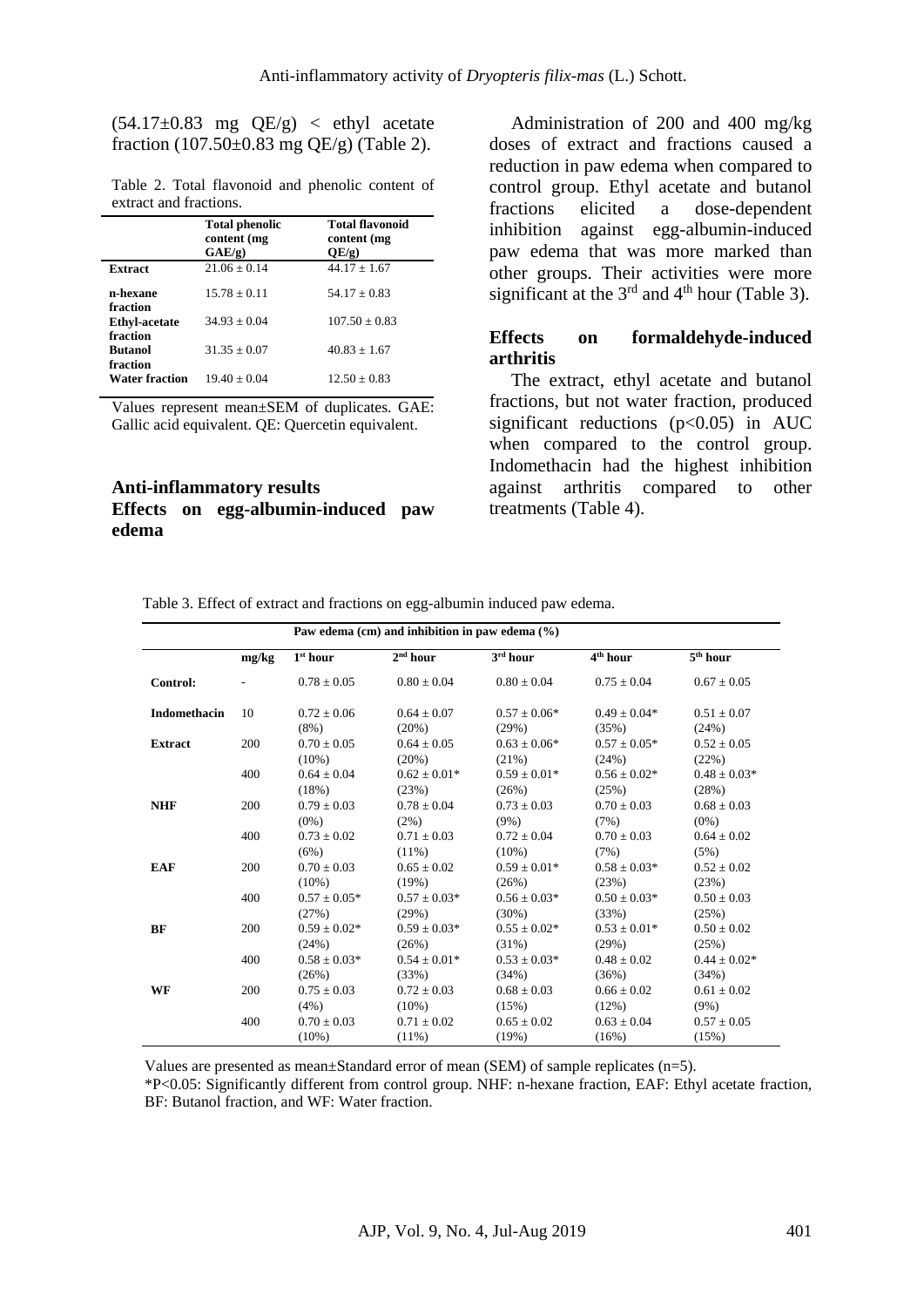(54.17±0.83 mg QE/g) < ethyl acetate fraction (107.50±0.83 mg QE/g) (Table 2).

Table 2. Total flavonoid and phenolic content of extract and fractions.

| | Total phenolic content (mg GAE/g) | Total flavonoid content (mg QE/g) |
|---|---|---|
| **Extract** | 21.06 ± 0.14 | 44.17 ± 1.67 |
| **n-hexane fraction** | 15.78 ± 0.11 | 54.17 ± 0.83 |
| **Ethyl-acetate fraction** | 34.93 ± 0.04 | 107.50 ± 0.83 |
| **Butanol fraction** | 31.35 ± 0.07 | 40.83 ± 1.67 |
| **Water fraction** | 19.40 ± 0.04 | 12.50 ± 0.83 |

Values represent mean±SEM of duplicates. GAE: Gallic acid equivalent. QE: Quercetin equivalent.

## Anti-inflammatory results

### Effects on egg-albumin-induced paw edema

Administration of 200 and 400 mg/kg doses of extract and fractions caused a reduction in paw edema when compared to control group. Ethyl acetate and butanol fractions elicited a dose-dependent inhibition against egg-albumin-induced paw edema that was more marked than other groups. Their activities were more significant at the 3rd and 4th hour (Table 3).

### Effects on formaldehyde-induced arthritis

The extract, ethyl acetate and butanol fractions, but not water fraction, produced significant reductions ($p<0.05$) in AUC when compared to the control group. Indomethacin had the highest inhibition against arthritis compared to other treatments (Table 4).

Table 3. Effect of extract and fractions on egg-albumin induced paw edema.

| | | Paw edema (cm) and inhibition in paw edema (%) | | | | |
|---|---|---|---|---|---|---|
| | mg/kg | 1st hour | 2nd hour | 3rd hour | 4th hour | 5th hour |
| **Control:** | - | 0.78 ± 0.05 | 0.80 ± 0.04 | 0.80 ± 0.04 | 0.75 ± 0.04 | 0.67 ± 0.05 |
| **Indomethacin** | 10 | 0.72 ± 0.06 (8%) | 0.64 ± 0.07 (20%) | 0.57 ± 0.06* (29%) | 0.49 ± 0.04* (35%) | 0.51 ± 0.07 (24%) |
| **Extract** | 200 | 0.70 ± 0.05 (10%) | 0.64 ± 0.05 (20%) | 0.63 ± 0.06* (21%) | 0.57 ± 0.05* (24%) | 0.52 ± 0.05 (22%) |
| | 400 | 0.64 ± 0.04 (18%) | 0.62 ± 0.01* (23%) | 0.59 ± 0.01* (26%) | 0.56 ± 0.02* (25%) | 0.48 ± 0.03* (28%) |
| **NHF** | 200 | 0.79 ± 0.03 (0%) | 0.78 ± 0.04 (2%) | 0.73 ± 0.03 (9%) | 0.70 ± 0.03 (7%) | 0.68 ± 0.03 (0%) |
| | 400 | 0.73 ± 0.02 (6%) | 0.71 ± 0.03 (11%) | 0.72 ± 0.04 (10%) | 0.70 ± 0.03 (7%) | 0.64 ± 0.02 (5%) |
| **EAF** | 200 | 0.70 ± 0.03 (10%) | 0.65 ± 0.02 (19%) | 0.59 ± 0.01* (26%) | 0.58 ± 0.03* (23%) | 0.52 ± 0.02 (23%) |
| | 400 | 0.57 ± 0.05* (27%) | 0.57 ± 0.03* (29%) | 0.56 ± 0.03* (30%) | 0.50 ± 0.03* (33%) | 0.50 ± 0.03 (25%) |
| **BF** | 200 | 0.59 ± 0.02* (24%) | 0.59 ± 0.03* (26%) | 0.55 ± 0.02* (31%) | 0.53 ± 0.01* (29%) | 0.50 ± 0.02 (25%) |
| | 400 | 0.58 ± 0.03* (26%) | 0.54 ± 0.01* (33%) | 0.53 ± 0.03* (34%) | 0.48 ± 0.02 (36%) | 0.44 ± 0.02* (34%) |
| **WF** | 200 | 0.75 ± 0.03 (4%) | 0.72 ± 0.03 (10%) | 0.68 ± 0.03 (15%) | 0.66 ± 0.02 (12%) | 0.61 ± 0.02 (9%) |
| | 400 | 0.70 ± 0.03 (10%) | 0.71 ± 0.02 (11%) | 0.65 ± 0.02 (19%) | 0.63 ± 0.04 (16%) | 0.57 ± 0.05 (15%) |

Values are presented as mean±Standard error of mean (SEM) of sample replicates (n=5).
*$P<0.05$: Significantly different from control group. NHF: n-hexane fraction, EAF: Ethyl acetate fraction, BF: Butanol fraction, and WF: Water fraction.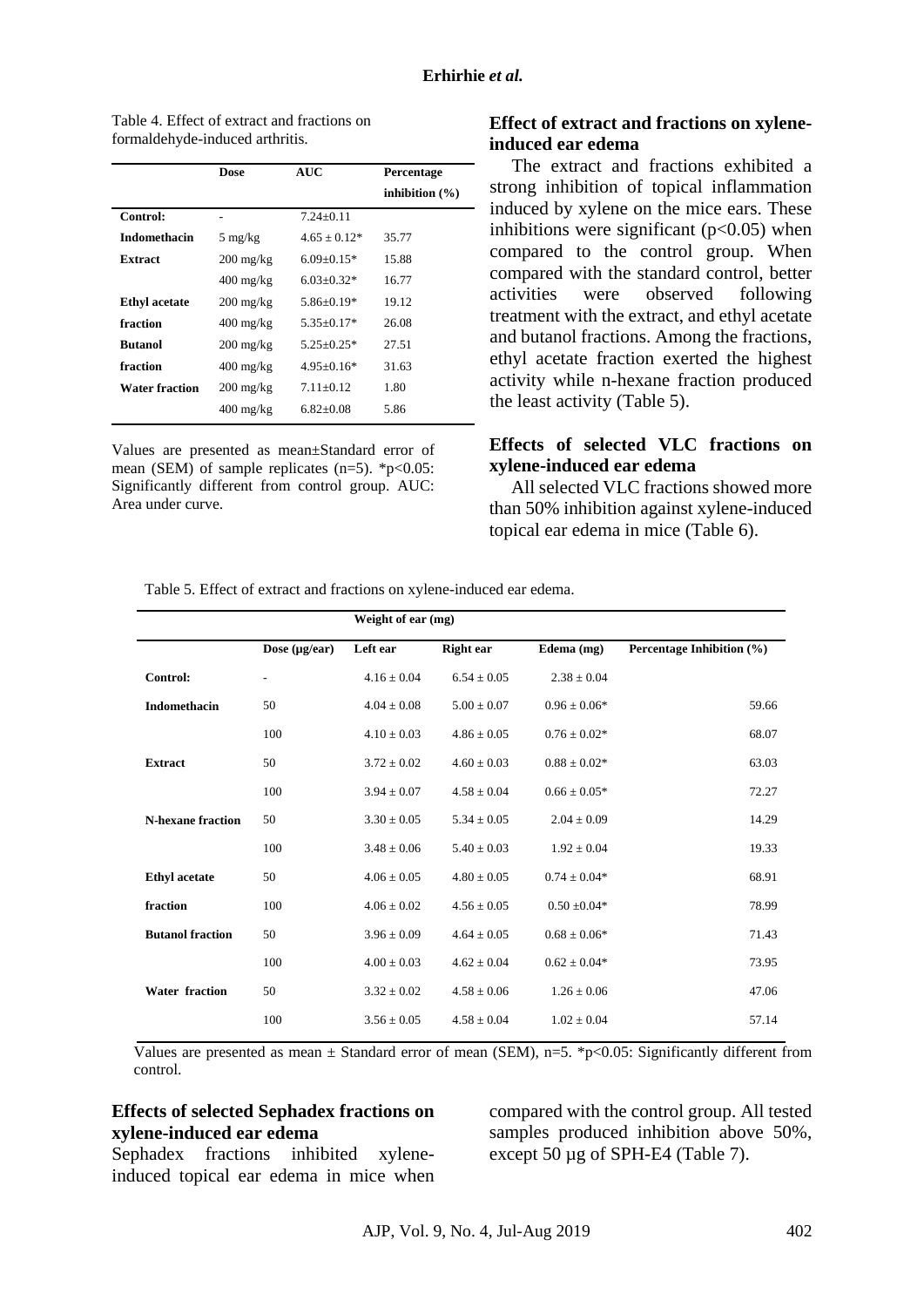Table 4. Effect of extract and fractions on formaldehyde-induced arthritis.

| | Dose | AUC | Percentage inhibition (%) |
|---|---|---|---|
| **Control:** | - | 7.24±0.11 | |
| **Indomethacin** | 5 mg/kg | 4.65 ± 0.12* | 35.77 |
| **Extract** | 200 mg/kg | 6.09±0.15* | 15.88 |
| | 400 mg/kg | 6.03±0.32* | 16.77 |
| **Ethyl acetate fraction** | 200 mg/kg | 5.86±0.19* | 19.12 |
| | 400 mg/kg | 5.35±0.17* | 26.08 |
| **Butanol fraction** | 200 mg/kg | 5.25±0.25* | 27.51 |
| | 400 mg/kg | 4.95±0.16* | 31.63 |
| **Water fraction** | 200 mg/kg | 7.11±0.12 | 1.80 |
| | 400 mg/kg | 6.82±0.08 | 5.86 |

Values are presented as mean±Standard error of mean (SEM) of sample replicates (n=5). *p<0.05: Significantly different from control group. AUC: Area under curve.

## Effect of extract and fractions on xylene-induced ear edema

The extract and fractions exhibited a strong inhibition of topical inflammation induced by xylene on the mice ears. These inhibitions were significant (p<0.05) when compared to the control group. When compared with the standard control, better activities were observed following treatment with the extract, and ethyl acetate and butanol fractions. Among the fractions, ethyl acetate fraction exerted the highest activity while n-hexane fraction produced the least activity (Table 5).

## Effects of selected VLC fractions on xylene-induced ear edema

All selected VLC fractions showed more than 50% inhibition against xylene-induced topical ear edema in mice (Table 6).

Table 5. Effect of extract and fractions on xylene-induced ear edema.

| | Weight of ear (mg) | | | | |
|---|---|---|---|---|---|
| | Dose (µg/ear) | Left ear | Right ear | Edema (mg) | Percentage Inhibition (%) |
| **Control:** | - | 4.16 ± 0.04 | 6.54 ± 0.05 | 2.38 ± 0.04 | |
| **Indomethacin** | 50 | 4.04 ± 0.08 | 5.00 ± 0.07 | 0.96 ± 0.06* | 59.66 |
| | 100 | 4.10 ± 0.03 | 4.86 ± 0.05 | 0.76 ± 0.02* | 68.07 |
| **Extract** | 50 | 3.72 ± 0.02 | 4.60 ± 0.03 | 0.88 ± 0.02* | 63.03 |
| | 100 | 3.94 ± 0.07 | 4.58 ± 0.04 | 0.66 ± 0.05* | 72.27 |
| **N-hexane fraction** | 50 | 3.30 ± 0.05 | 5.34 ± 0.05 | 2.04 ± 0.09 | 14.29 |
| | 100 | 3.48 ± 0.06 | 5.40 ± 0.03 | 1.92 ± 0.04 | 19.33 |
| **Ethyl acetate fraction** | 50 | 4.06 ± 0.05 | 4.80 ± 0.05 | 0.74 ± 0.04* | 68.91 |
| | 100 | 4.06 ± 0.02 | 4.56 ± 0.05 | 0.50 ±0.04* | 78.99 |
| **Butanol fraction** | 50 | 3.96 ± 0.09 | 4.64 ± 0.05 | 0.68 ± 0.06* | 71.43 |
| | 100 | 4.00 ± 0.03 | 4.62 ± 0.04 | 0.62 ± 0.04* | 73.95 |
| **Water fraction** | 50 | 3.32 ± 0.02 | 4.58 ± 0.06 | 1.26 ± 0.06 | 47.06 |
| | 100 | 3.56 ± 0.05 | 4.58 ± 0.04 | 1.02 ± 0.04 | 57.14 |

Values are presented as mean ± Standard error of mean (SEM), n=5. *p<0.05: Significantly different from control.

## Effects of selected Sephadex fractions on xylene-induced ear edema

Sephadex fractions inhibited xylene-induced topical ear edema in mice when compared with the control group. All tested samples produced inhibition above 50%, except 50 µg of SPH-E4 (Table 7).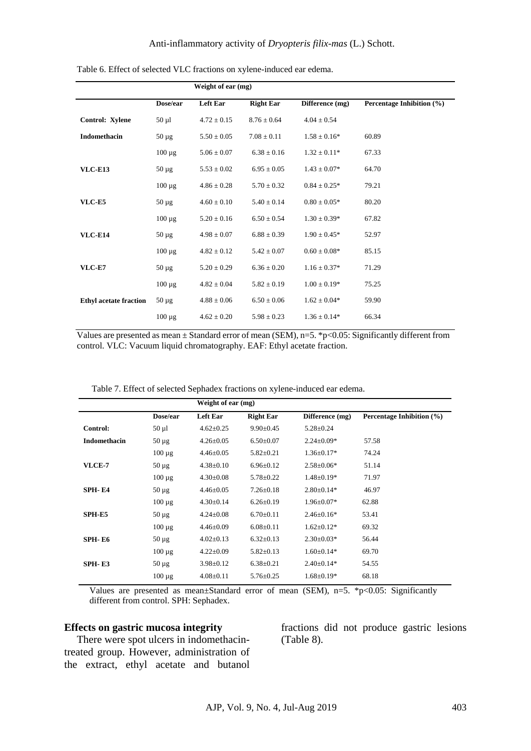Table 6. Effect of selected VLC fractions on xylene-induced ear edema.

| | Weight of ear (mg) | | | | |
|---|---|---|---|---|---|
| | Dose/ear | Left Ear | Right Ear | Difference (mg) | Percentage Inhibition (%) |
| **Control: Xylene** | 50 µl | 4.72 ± 0.15 | 8.76 ± 0.64 | 4.04 ± 0.54 | |
| **Indomethacin** | 50 µg | 5.50 ± 0.05 | 7.08 ± 0.11 | 1.58 ± 0.16* | 60.89 |
| | 100 µg | 5.06 ± 0.07 | 6.38 ± 0.16 | 1.32 ± 0.11* | 67.33 |
| **VLC-E13** | 50 µg | 5.53 ± 0.02 | 6.95 ± 0.05 | 1.43 ± 0.07* | 64.70 |
| | 100 µg | 4.86 ± 0.28 | 5.70 ± 0.32 | 0.84 ± 0.25* | 79.21 |
| **VLC-E5** | 50 µg | 4.60 ± 0.10 | 5.40 ± 0.14 | 0.80 ± 0.05* | 80.20 |
| | 100 µg | 5.20 ± 0.16 | 6.50 ± 0.54 | 1.30 ± 0.39* | 67.82 |
| **VLC-E14** | 50 µg | 4.98 ± 0.07 | 6.88 ± 0.39 | 1.90 ± 0.45* | 52.97 |
| | 100 µg | 4.82 ± 0.12 | 5.42 ± 0.07 | 0.60 ± 0.08* | 85.15 |
| **VLC-E7** | 50 µg | 5.20 ± 0.29 | 6.36 ± 0.20 | 1.16 ± 0.37* | 71.29 |
| | 100 µg | 4.82 ± 0.04 | 5.82 ± 0.19 | 1.00 ± 0.19* | 75.25 |
| **Ethyl acetate fraction** | 50 µg | 4.88 ± 0.06 | 6.50 ± 0.06 | 1.62 ± 0.04* | 59.90 |
| | 100 µg | 4.62 ± 0.20 | 5.98 ± 0.23 | 1.36 ± 0.14* | 66.34 |

Values are presented as mean ± Standard error of mean (SEM), n=5. *p<0.05: Significantly different from control. VLC: Vacuum liquid chromatography. EAF: Ethyl acetate fraction.

Table 7. Effect of selected Sephadex fractions on xylene-induced ear edema.

| | Weight of ear (mg) | | | | |
|---|---|---|---|---|---|
| | Dose/ear | Left Ear | Right Ear | Difference (mg) | Percentage Inhibition (%) |
| **Control:** | 50 µl | 4.62±0.25 | 9.90±0.45 | 5.28±0.24 | |
| **Indomethacin** | 50 µg | 4.26±0.05 | 6.50±0.07 | 2.24±0.09* | 57.58 |
| | 100 µg | 4.46±0.05 | 5.82±0.21 | 1.36±0.17* | 74.24 |
| **VLCE-7** | 50 µg | 4.38±0.10 | 6.96±0.12 | 2.58±0.06* | 51.14 |
| | 100 µg | 4.30±0.08 | 5.78±0.22 | 1.48±0.19* | 71.97 |
| **SPH- E4** | 50 µg | 4.46±0.05 | 7.26±0.18 | 2.80±0.14* | 46.97 |
| | 100 µg | 4.30±0.14 | 6.26±0.19 | 1.96±0.07* | 62.88 |
| **SPH-E5** | 50 µg | 4.24±0.08 | 6.70±0.11 | 2.46±0.16* | 53.41 |
| | 100 µg | 4.46±0.09 | 6.08±0.11 | 1.62±0.12* | 69.32 |
| **SPH- E6** | 50 µg | 4.02±0.13 | 6.32±0.13 | 2.30±0.03* | 56.44 |
| | 100 µg | 4.22±0.09 | 5.82±0.13 | 1.60±0.14* | 69.70 |
| **SPH- E3** | 50 µg | 3.98±0.12 | 6.38±0.21 | 2.40±0.14* | 54.55 |
| | 100 µg | 4.08±0.11 | 5.76±0.25 | 1.68±0.19* | 68.18 |

Values are presented as mean±Standard error of mean (SEM), n=5. *p<0.05: Significantly different from control. SPH: Sephadex.

**Effects on gastric mucosa integrity**

There were spot ulcers in indomethacin-treated group. However, administration of the extract, ethyl acetate and butanol fractions did not produce gastric lesions (Table 8).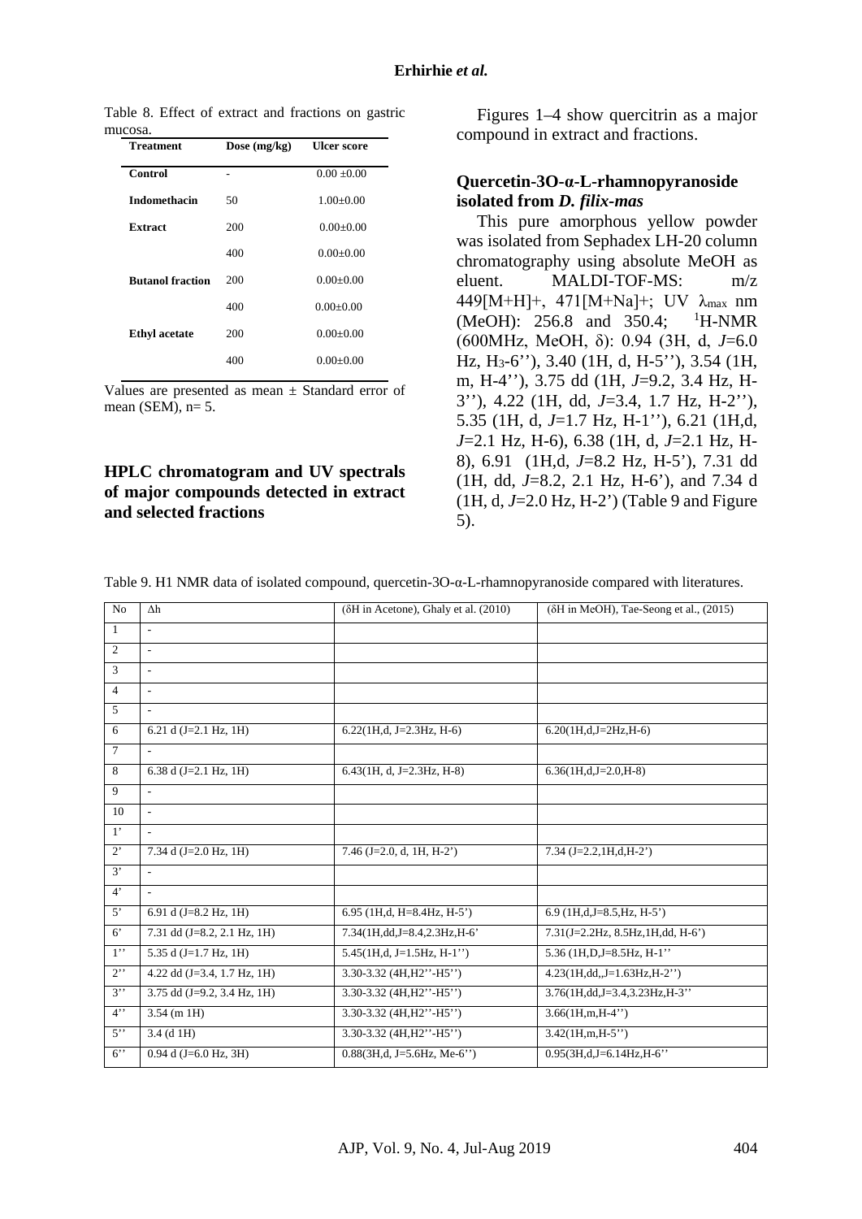Table 8. Effect of extract and fractions on gastric mucosa.

| Treatment | Dose (mg/kg) | Ulcer score |
|---|---|---|
| Control | - | 0.00 ±0.00 |
| Indomethacin | 50 | 1.00±0.00 |
| Extract | 200 | 0.00±0.00 |
| | 400 | 0.00±0.00 |
| Butanol fraction | 200 | 0.00±0.00 |
| | 400 | 0.00±0.00 |
| Ethyl acetate | 200 | 0.00±0.00 |
| | 400 | 0.00±0.00 |

Values are presented as mean ± Standard error of mean (SEM), n= 5.

## HPLC chromatogram and UV spectrals of major compounds detected in extract and selected fractions

Figures 1–4 show quercitrin as a major compound in extract and fractions.

## Quercetin-3O-α-L-rhamnopyranoside isolated from *D. filix-mas*

This pure amorphous yellow powder was isolated from Sephadex LH-20 column chromatography using absolute MeOH as eluent. MALDI-TOF-MS: m/z 449[M+H]+, 471[M+Na]+; UV $\lambda_{max}$ nm (MeOH): 256.8 and 350.4; $^1$H-NMR (600MHz, MeOH, δ): 0.94 (3H, d, *J*=6.0 Hz, $H_3$-6''), 3.40 (1H, d, H-5''), 3.54 (1H, m, H-4''), 3.75 dd (1H, *J*=9.2, 3.4 Hz, H-3''), 4.22 (1H, dd, *J*=3.4, 1.7 Hz, H-2''), 5.35 (1H, d, *J*=1.7 Hz, H-1''), 6.21 (1H,d, *J*=2.1 Hz, H-6), 6.38 (1H, d, *J*=2.1 Hz, H-8), 6.91 (1H,d, *J*=8.2 Hz, H-5'), 7.31 dd (1H, dd, *J*=8.2, 2.1 Hz, H-6'), and 7.34 d (1H, d, *J*=2.0 Hz, H-2') (Table 9 and Figure 5).

Table 9. H1 NMR data of isolated compound, quercetin-3O-α-L-rhamnopyranoside compared with literatures.

| No | Δh | (δH in Acetone), Ghaly et al. (2010) | (δH in MeOH), Tae-Seong et al., (2015) |
|---|---|---|---|
| 1 | - | | |
| 2 | - | | |
| 3 | - | | |
| 4 | - | | |
| 5 | - | | |
| 6 | 6.21 d (J=2.1 Hz, 1H) | 6.22(1H,d, J=2.3Hz, H-6) | 6.20(1H,d,J=2Hz,H-6) |
| 7 | - | | |
| 8 | 6.38 d (J=2.1 Hz, 1H) | 6.43(1H, d, J=2.3Hz, H-8) | 6.36(1H,d,J=2.0,H-8) |
| 9 | - | | |
| 10 | - | | |
| 1' | - | | |
| 2' | 7.34 d (J=2.0 Hz, 1H) | 7.46 (J=2.0, d, 1H, H-2') | 7.34 (J=2.2,1H,d,H-2') |
| 3' | - | | |
| 4' | - | | |
| 5' | 6.91 d (J=8.2 Hz, 1H) | 6.95 (1H,d, H=8.4Hz, H-5') | 6.9 (1H,d,J=8.5,Hz, H-5') |
| 6' | 7.31 dd (J=8.2, 2.1 Hz, 1H) | 7.34(1H,dd,J=8.4,2.3Hz,H-6' | 7.31(J=2.2Hz, 8.5Hz,1H,dd, H-6') |
| 1'' | 5.35 d (J=1.7 Hz, 1H) | 5.45(1H,d, J=1.5Hz, H-1'') | 5.36 (1H,D,J=8.5Hz, H-1'' |
| 2'' | 4.22 dd (J=3.4, 1.7 Hz, 1H) | 3.30-3.32 (4H,H2''-H5'') | 4.23(1H,dd,,J=1.63Hz,H-2'') |
| 3'' | 3.75 dd (J=9.2, 3.4 Hz, 1H) | 3.30-3.32 (4H,H2''-H5'') | 3.76(1H,dd,J=3.4,3.23Hz,H-3'' |
| 4'' | 3.54 (m 1H) | 3.30-3.32 (4H,H2''-H5'') | 3.66(1H,m,H-4'') |
| 5'' | 3.4 (d 1H) | 3.30-3.32 (4H,H2''-H5'') | 3.42(1H,m,H-5'') |
| 6'' | 0.94 d (J=6.0 Hz, 3H) | 0.88(3H,d, J=5.6Hz, Me-6'') | 0.95(3H,d,J=6.14Hz,H-6'' |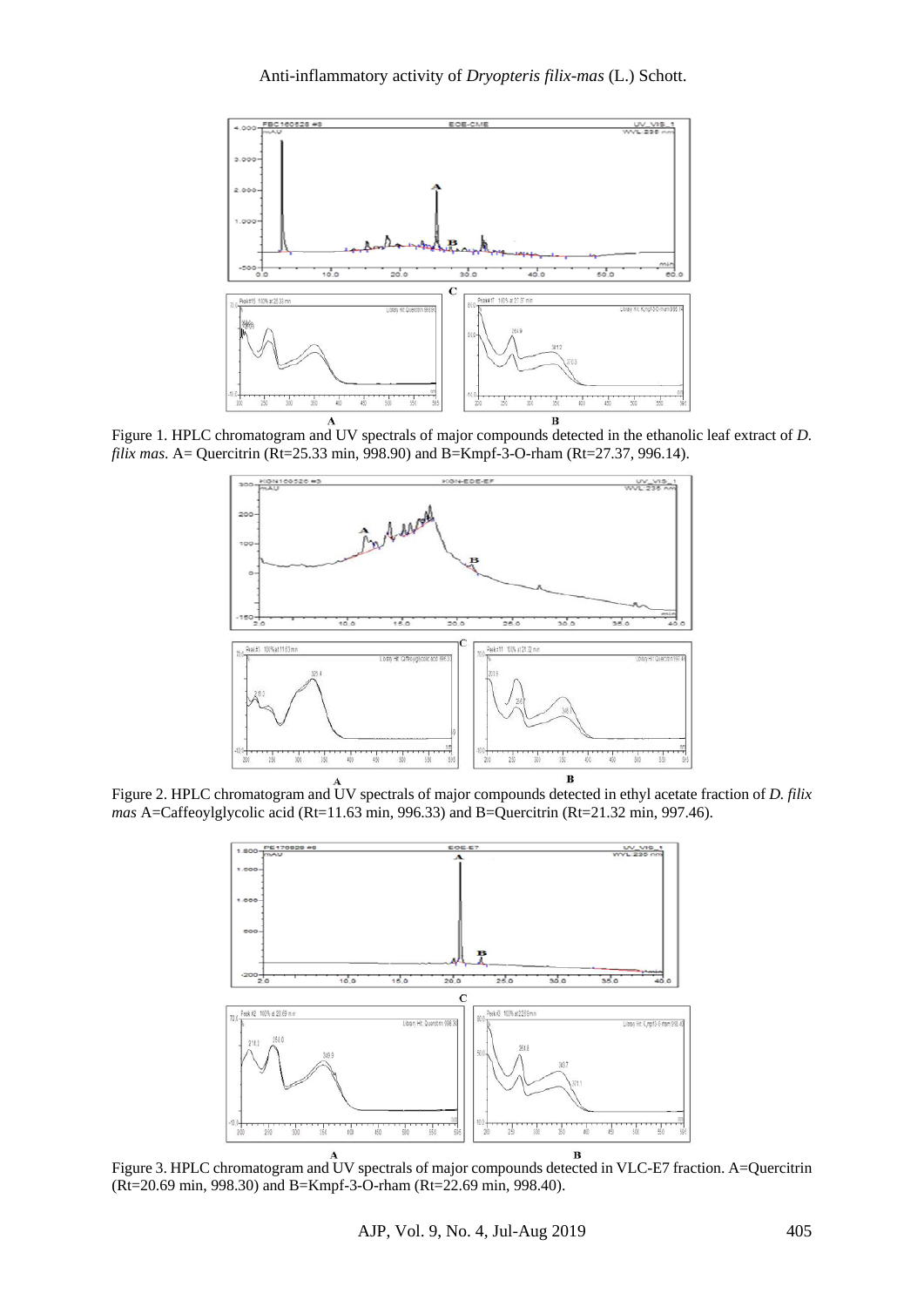Figure 1. HPLC chromatogram and UV spectrals of major compounds detected in the ethanolic leaf extract of *D. filix mas*. A= Quercitrin (Rt=25.33 min, 998.90) and B=Kmpf-3-O-rham (Rt=27.37, 996.14).

Figure 2. HPLC chromatogram and UV spectrals of major compounds detected in ethyl acetate fraction of *D. filix mas* A=Caffeoylglycolic acid (Rt=11.63 min, 996.33) and B=Quercitrin (Rt=21.32 min, 997.46).

Figure 3. HPLC chromatogram and UV spectrals of major compounds detected in VLC-E7 fraction. A=Quercitrin (Rt=20.69 min, 998.30) and B=Kmpf-3-O-rham (Rt=22.69 min, 998.40).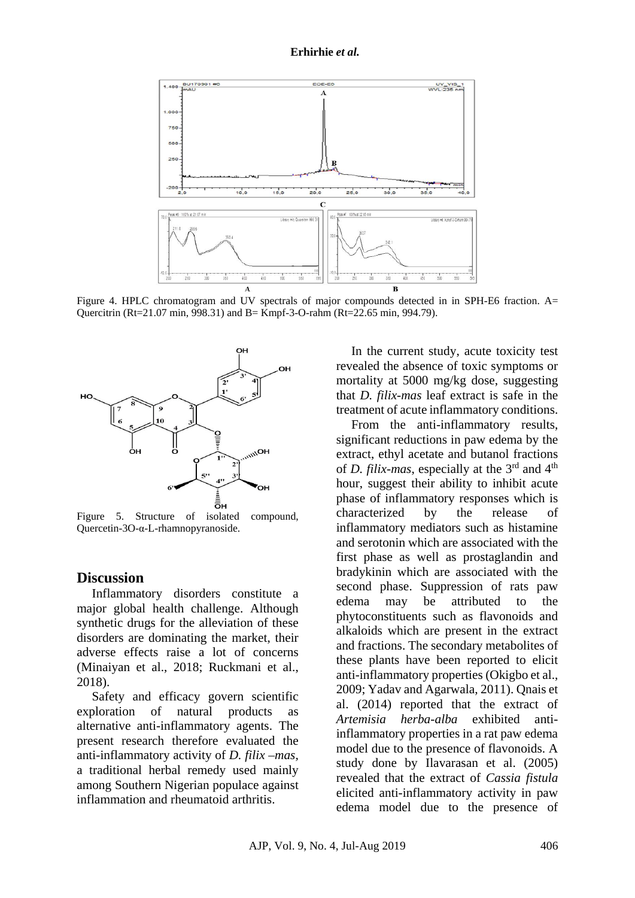Figure 4. HPLC chromatogram and UV spectrals of major compounds detected in in SPH-E6 fraction. A= Quercitrin (Rt=21.07 min, 998.31) and B= Kmpf-3-O-rahm (Rt=22.65 min, 994.79).

Figure 5. Structure of isolated compound, Quercetin-3O-α-L-rhamnopyranoside.

## Discussion

Inflammatory disorders constitute a major global health challenge. Although synthetic drugs for the alleviation of these disorders are dominating the market, their adverse effects raise a lot of concerns (Minaiyan et al., 2018; Ruckmani et al., 2018).

Safety and efficacy govern scientific exploration of natural products as alternative anti-inflammatory agents. The present research therefore evaluated the anti-inflammatory activity of *D. filix –mas*, a traditional herbal remedy used mainly among Southern Nigerian populace against inflammation and rheumatoid arthritis.

In the current study, acute toxicity test revealed the absence of toxic symptoms or mortality at 5000 mg/kg dose, suggesting that *D. filix-mas* leaf extract is safe in the treatment of acute inflammatory conditions.

From the anti-inflammatory results, significant reductions in paw edema by the extract, ethyl acetate and butanol fractions of *D. filix-mas*, especially at the 3rd and 4th hour, suggest their ability to inhibit acute phase of inflammatory responses which is characterized by the release of inflammatory mediators such as histamine and serotonin which are associated with the first phase as well as prostaglandin and bradykinin which are associated with the second phase. Suppression of rats paw edema may be attributed to the phytoconstituents such as flavonoids and alkaloids which are present in the extract and fractions. The secondary metabolites of these plants have been reported to elicit anti-inflammatory properties (Okigbo et al., 2009; Yadav and Agarwala, 2011). Qnais et al. (2014) reported that the extract of *Artemisia herba-alba* exhibited anti-inflammatory properties in a rat paw edema model due to the presence of flavonoids. A study done by Ilavarasan et al. (2005) revealed that the extract of *Cassia fistula* elicited anti-inflammatory activity in paw edema model due to the presence of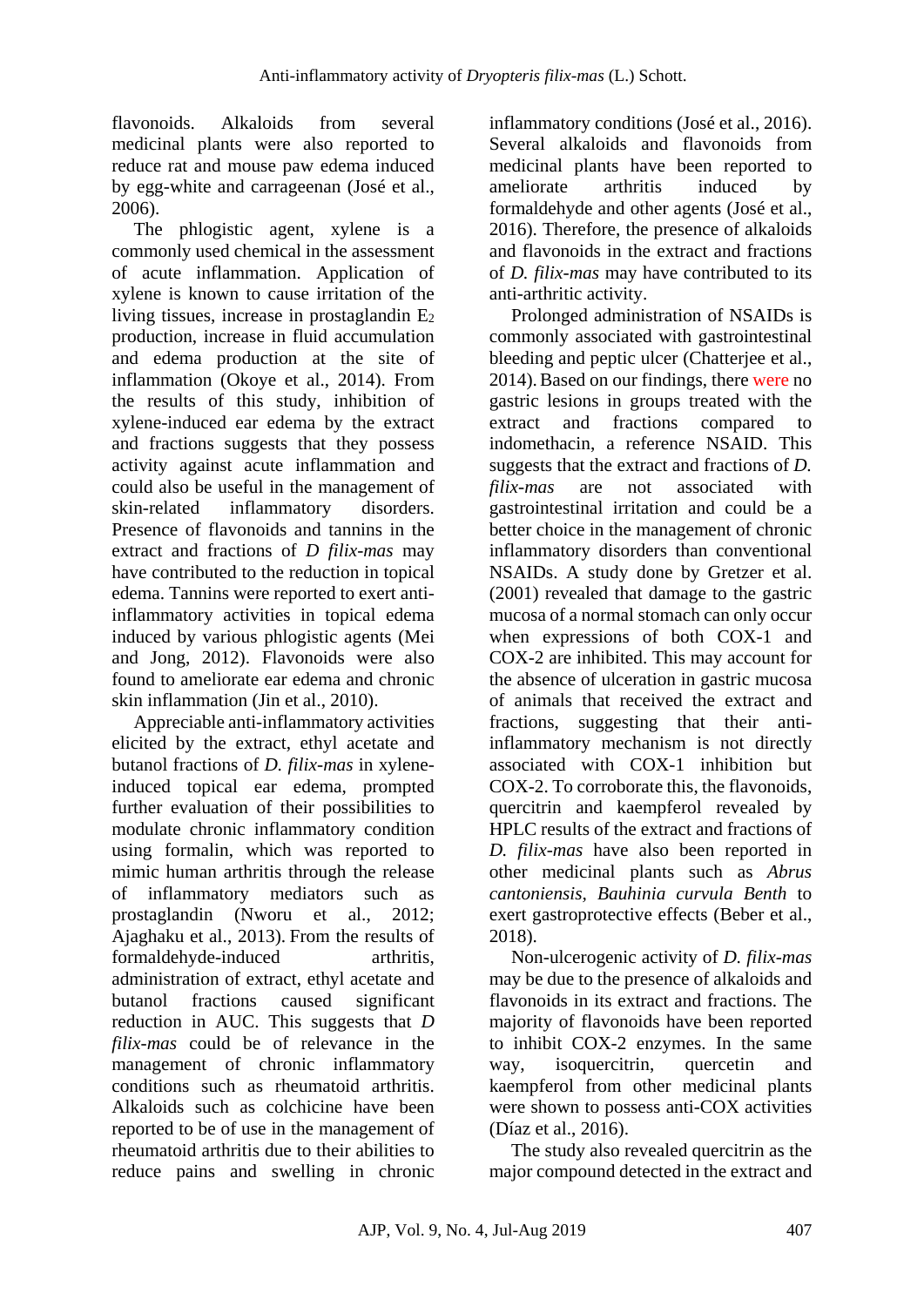flavonoids. Alkaloids from several medicinal plants were also reported to reduce rat and mouse paw edema induced by egg-white and carrageenan (José et al., 2006).

The phlogistic agent, xylene is a commonly used chemical in the assessment of acute inflammation. Application of xylene is known to cause irritation of the living tissues, increase in prostaglandin $E_2$ production, increase in fluid accumulation and edema production at the site of inflammation (Okoye et al., 2014). From the results of this study, inhibition of xylene-induced ear edema by the extract and fractions suggests that they possess activity against acute inflammation and could also be useful in the management of skin-related inflammatory disorders. Presence of flavonoids and tannins in the extract and fractions of *D filix-mas* may have contributed to the reduction in topical edema. Tannins were reported to exert anti-inflammatory activities in topical edema induced by various phlogistic agents (Mei and Jong, 2012). Flavonoids were also found to ameliorate ear edema and chronic skin inflammation (Jin et al., 2010).

Appreciable anti-inflammatory activities elicited by the extract, ethyl acetate and butanol fractions of *D. filix-mas* in xylene-induced topical ear edema, prompted further evaluation of their possibilities to modulate chronic inflammatory condition using formalin, which was reported to mimic human arthritis through the release of inflammatory mediators such as prostaglandin (Nworu et al., 2012; Ajaghaku et al., 2013). From the results of formaldehyde-induced arthritis, administration of extract, ethyl acetate and butanol fractions caused significant reduction in AUC. This suggests that *D filix-mas* could be of relevance in the management of chronic inflammatory conditions such as rheumatoid arthritis. Alkaloids such as colchicine have been reported to be of use in the management of rheumatoid arthritis due to their abilities to reduce pains and swelling in chronic inflammatory conditions (José et al., 2016). Several alkaloids and flavonoids from medicinal plants have been reported to ameliorate arthritis induced by formaldehyde and other agents (José et al., 2016). Therefore, the presence of alkaloids and flavonoids in the extract and fractions of *D. filix-mas* may have contributed to its anti-arthritic activity.

Prolonged administration of NSAIDs is commonly associated with gastrointestinal bleeding and peptic ulcer (Chatterjee et al., 2014). Based on our findings, there were no gastric lesions in groups treated with the extract and fractions compared to indomethacin, a reference NSAID. This suggests that the extract and fractions of *D. filix-mas* are not associated with gastrointestinal irritation and could be a better choice in the management of chronic inflammatory disorders than conventional NSAIDs. A study done by Gretzer et al. (2001) revealed that damage to the gastric mucosa of a normal stomach can only occur when expressions of both COX-1 and COX-2 are inhibited. This may account for the absence of ulceration in gastric mucosa of animals that received the extract and fractions, suggesting that their anti-inflammatory mechanism is not directly associated with COX-1 inhibition but COX-2. To corroborate this, the flavonoids, quercitrin and kaempferol revealed by HPLC results of the extract and fractions of *D. filix-mas* have also been reported in other medicinal plants such as *Abrus cantoniensis*, *Bauhinia curvula Benth* to exert gastroprotective effects (Beber et al., 2018).

Non-ulcerogenic activity of *D. filix-mas* may be due to the presence of alkaloids and flavonoids in its extract and fractions. The majority of flavonoids have been reported to inhibit COX-2 enzymes. In the same way, isoquercitrin, quercetin and kaempferol from other medicinal plants were shown to possess anti-COX activities (Díaz et al., 2016).

The study also revealed quercitrin as the major compound detected in the extract and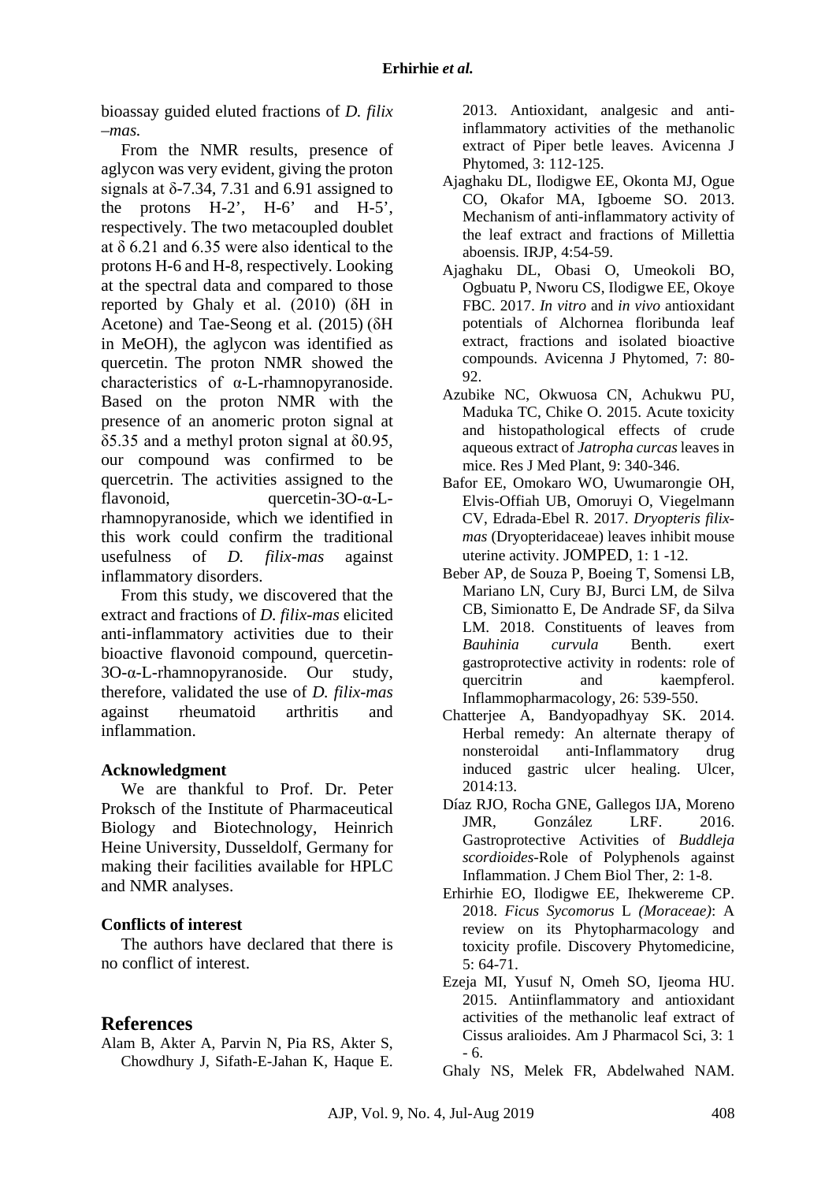bioassay guided eluted fractions of *D. filix –mas.*

From the NMR results, presence of aglycon was very evident, giving the proton signals at δ-7.34, 7.31 and 6.91 assigned to the protons H-2', H-6' and H-5', respectively. The two metacoupled doublet at δ 6.21 and 6.35 were also identical to the protons H-6 and H-8, respectively. Looking at the spectral data and compared to those reported by Ghaly et al. (2010) (δH in Acetone) and Tae-Seong et al. (2015) (δH in MeOH), the aglycon was identified as quercetin. The proton NMR showed the characteristics of α-L-rhamnopyranoside. Based on the proton NMR with the presence of an anomeric proton signal at δ5.35 and a methyl proton signal at δ0.95, our compound was confirmed to be quercetrin. The activities assigned to the flavonoid, quercetin-3O-α-L-rhamnopyranoside, which we identified in this work could confirm the traditional usefulness of *D. filix-mas* against inflammatory disorders.

From this study, we discovered that the extract and fractions of *D. filix-mas* elicited anti-inflammatory activities due to their bioactive flavonoid compound, quercetin-3O-α-L-rhamnopyranoside. Our study, therefore, validated the use of *D. filix-mas* against rheumatoid arthritis and inflammation.

### Acknowledgment

We are thankful to Prof. Dr. Peter Proksch of the Institute of Pharmaceutical Biology and Biotechnology, Heinrich Heine University, Dusseldolf, Germany for making their facilities available for HPLC and NMR analyses.

### Conflicts of interest

The authors have declared that there is no conflict of interest.

## References

Alam B, Akter A, Parvin N, Pia RS, Akter S, Chowdhury J, Sifath-E-Jahan K, Haque E. 2013. Antioxidant, analgesic and anti-inflammatory activities of the methanolic extract of Piper betle leaves. Avicenna J Phytomed, 3: 112-125.

Ajaghaku DL, Ilodigwe EE, Okonta MJ, Ogue CO, Okafor MA, Igboeme SO. 2013. Mechanism of anti-inflammatory activity of the leaf extract and fractions of Millettia aboensis. IRJP, 4:54-59.

Ajaghaku DL, Obasi O, Umeokoli BO, Ogbuatu P, Nworu CS, Ilodigwe EE, Okoye FBC. 2017. *In vitro* and *in vivo* antioxidant potentials of Alchornea floribunda leaf extract, fractions and isolated bioactive compounds. Avicenna J Phytomed, 7: 80-92.

Azubike NC, Okwuosa CN, Achukwu PU, Maduka TC, Chike O. 2015. Acute toxicity and histopathological effects of crude aqueous extract of *Jatropha curcas* leaves in mice. Res J Med Plant, 9: 340-346.

Bafor EE, Omokaro WO, Uwumarongie OH, Elvis-Offiah UB, Omoruyi O, Viegelmann CV, Edrada-Ebel R. 2017. *Dryopteris filix-mas* (Dryopteridaceae) leaves inhibit mouse uterine activity. JOMPED, 1: 1 -12.

Beber AP, de Souza P, Boeing T, Somensi LB, Mariano LN, Cury BJ, Burci LM, de Silva CB, Simionatto E, De Andrade SF, da Silva LM. 2018. Constituents of leaves from *Bauhinia curvula* Benth. exert gastroprotective activity in rodents: role of quercitrin and kaempferol. Inflammopharmacology, 26: 539-550.

Chatterjee A, Bandyopadhyay SK. 2014. Herbal remedy: An alternate therapy of nonsteroidal anti-Inflammatory drug induced gastric ulcer healing. Ulcer, 2014:13.

Díaz RJO, Rocha GNE, Gallegos IJA, Moreno JMR, González LRF. 2016. Gastroprotective Activities of *Buddleja scordioides*-Role of Polyphenols against Inflammation. J Chem Biol Ther, 2: 1-8.

Erhirhie EO, Ilodigwe EE, Ihekwereme CP. 2018. *Ficus Sycomorus* L *(Moraceae)*: A review on its Phytopharmacology and toxicity profile. Discovery Phytomedicine, 5: 64-71.

Ezeja MI, Yusuf N, Omeh SO, Ijeoma HU. 2015. Antiinflammatory and antioxidant activities of the methanolic leaf extract of Cissus aralioides. Am J Pharmacol Sci, 3: 1 - 6.

Ghaly NS, Melek FR, Abdelwahed NAM.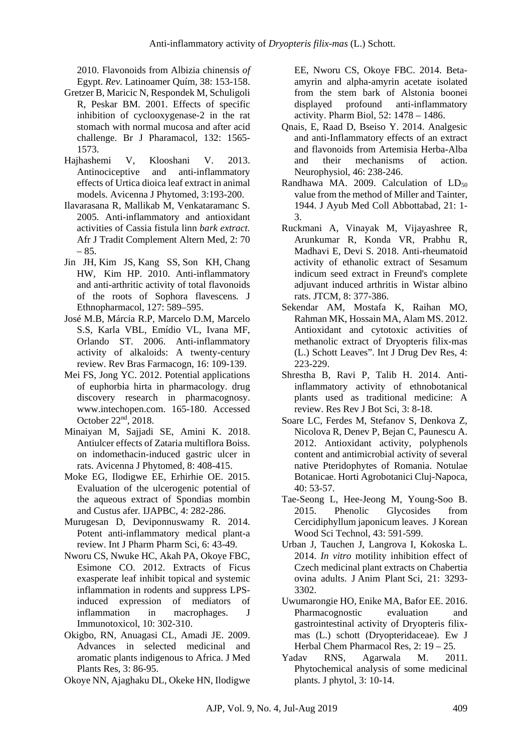2010. Flavonoids from Albizia chinensis *of* Egypt. *Rev.* Latinoamer Quím, 38: 153-158.

Gretzer B, Maricic N, Respondek M, Schuligoli R, Peskar BM. 2001. Effects of specific inhibition of cyclooxygenase-2 in the rat stomach with normal mucosa and after acid challenge. Br J Pharamacol, 132: 1565-1573.

Hajhashemi V, Klooshani V. 2013. Antinociceptive and anti-inflammatory effects of Urtica dioica leaf extract in animal models. Avicenna J Phytomed, 3:193-200.

Ilavarasana R, Mallikab M, Venkataramanc S. 2005. Anti-inflammatory and antioxidant activities of Cassia fistula linn *bark extract.* Afr J Tradit Complement Altern Med, 2: 70 – 85.

Jin JH, Kim JS, Kang SS, Son KH, Chang HW, Kim HP. 2010. Anti-inflammatory and anti-arthritic activity of total flavonoids of the roots of Sophora flavescens*.* J Ethnopharmacol, 127: 589–595.

José M.B, Márcia R.P, Marcelo D.M, Marcelo S.S, Karla VBL, Emídio VL, Ivana MF, Orlando ST. 2006. Anti-inflammatory activity of alkaloids: A twenty-century review. Rev Bras Farmacogn, 16: 109-139.

Mei FS, Jong YC. 2012. Potential applications of euphorbia hirta in pharmacology. drug discovery research in pharmacognosy. www.intechopen.com. 165-180. Accessed October 22nd, 2018.

Minaiyan M, Sajjadi SE, Amini K. 2018. Antiulcer effects of Zataria multiflora Boiss. on indomethacin-induced gastric ulcer in rats. Avicenna J Phytomed, 8: 408-415.

Moke EG, Ilodigwe EE, Erhirhie OE. 2015. Evaluation of the ulcerogenic potential of the aqueous extract of Spondias mombin and Custus afer. IJAPBC, 4: 282-286.

Murugesan D, Deviponnuswamy R. 2014. Potent anti-inflammatory medical plant-a review. Int J Pharm Pharm Sci, 6: 43-49.

Nworu CS, Nwuke HC, Akah PA, Okoye FBC, Esimone CO. 2012. Extracts of Ficus exasperate leaf inhibit topical and systemic inflammation in rodents and suppress LPS-induced expression of mediators of inflammation in macrophages. J Immunotoxicol, 10: 302-310.

Okigbo, RN, Anuagasi CL, Amadi JE. 2009. Advances in selected medicinal and aromatic plants indigenous to Africa. J Med Plants Res, 3: 86-95.

Okoye NN, Ajaghaku DL, Okeke HN, Ilodigwe EE, Nworu CS, Okoye FBC. 2014. Beta-amyrin and alpha-amyrin acetate isolated from the stem bark of Alstonia boonei displayed profound anti-inflammatory activity. Pharm Biol, 52: 1478 – 1486.

Qnais, E, Raad D, Bseiso Y. 2014. Analgesic and anti-Inflammatory effects of an extract and flavonoids from Artemisia Herba-Alba and their mechanisms of action. Neurophysiol, 46: 238-246.

Randhawa MA. 2009. Calculation of $LD_{50}$ value from the method of Miller and Tainter, 1944. J Ayub Med Coll Abbottabad, 21: 1-3.

Ruckmani A, Vinayak M, Vijayashree R, Arunkumar R, Konda VR, Prabhu R, Madhavi E, Devi S. 2018. Anti-rheumatoid activity of ethanolic extract of Sesamum indicum seed extract in Freund's complete adjuvant induced arthritis in Wistar albino rats. JTCM, 8: 377-386.

Sekendar AM, Mostafa K, Raihan MO, Rahman MK, Hossain MA, Alam MS. 2012. Antioxidant and cytotoxic activities of methanolic extract of Dryopteris filix-mas (L.) Schott Leaves". Int J Drug Dev Res, 4: 223-229.

Shrestha B, Ravi P, Talib H. 2014. Anti-inflammatory activity of ethnobotanical plants used as traditional medicine: A review. Res Rev J Bot Sci, 3: 8-18.

Soare LC, Ferdes M, Stefanov S, Denkova Z, Nicolova R, Denev P, Bejan C, Paunescu A. 2012. Antioxidant activity, polyphenols content and antimicrobial activity of several native Pteridophytes of Romania. Notulae Botanicae. Horti Agrobotanici Cluj-Napoca, 40: 53-57.

Tae-Seong L, Hee-Jeong M, Young-Soo B. 2015. Phenolic Glycosides from Cercidiphyllum japonicum leaves. J Korean Wood Sci Technol, 43: 591-599.

Urban J, Tauchen J, Langrova I, Kokoska L. 2014. *In vitro* motility inhibition effect of Czech medicinal plant extracts on Chabertia ovina adults. J Anim Plant Sci, 21: 3293-3302.

Uwumarongie HO, Enike MA, Bafor EE. 2016. Pharmacognostic evaluation and gastrointestinal activity of Dryopteris filix-mas (L.) schott (Dryopteridaceae). Ew J Herbal Chem Pharmacol Res, 2: 19 – 25.

Yadav RNS, Agarwala M. 2011. Phytochemical analysis of some medicinal plants. J phytol, 3: 10-14.